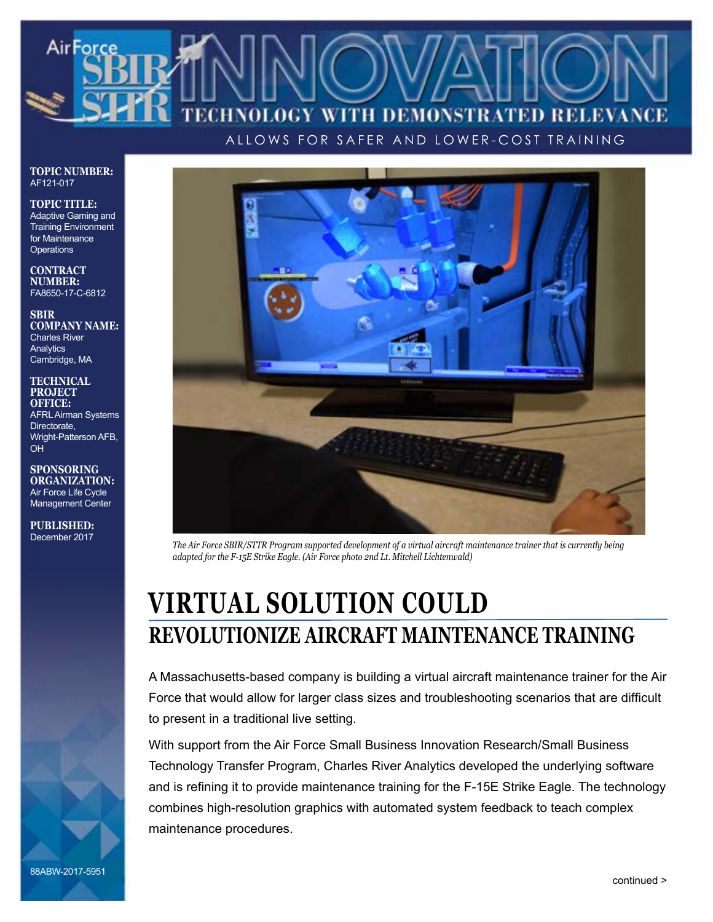# Air Force SBIR STTR INNOVATION

## TECHNOLOGY WITH DEMONSTRATED RELEVANCE

ALLOWS FOR SAFER AND LOWER-COST TRAINING

**TOPIC NUMBER:**
AF121-017

**TOPIC TITLE:**
Adaptive Gaming and Training Environment for Maintenance Operations

**CONTRACT NUMBER:**
FA8650-17-C-6812

**SBIR COMPANY NAME:**
Charles River Analytics
Cambridge, MA

**TECHNICAL PROJECT OFFICE:**
AFRL Airman Systems Directorate,
Wright-Patterson AFB, OH

**SPONSORING ORGANIZATION:**
Air Force Life Cycle Management Center

**PUBLISHED:**
December 2017

*The Air Force SBIR/STTR Program supported development of a virtual aircraft maintenance trainer that is currently being adapted for the F-15E Strike Eagle. (Air Force photo 2nd Lt. Mitchell Lichtenwald)*

# VIRTUAL SOLUTION COULD

## REVOLUTIONIZE AIRCRAFT MAINTENANCE TRAINING

A Massachusetts-based company is building a virtual aircraft maintenance trainer for the Air Force that would allow for larger class sizes and troubleshooting scenarios that are difficult to present in a traditional live setting.

With support from the Air Force Small Business Innovation Research/Small Business Technology Transfer Program, Charles River Analytics developed the underlying software and is refining it to provide maintenance training for the F-15E Strike Eagle. The technology combines high-resolution graphics with automated system feedback to teach complex maintenance procedures.

88ABW-2017-5951

continued >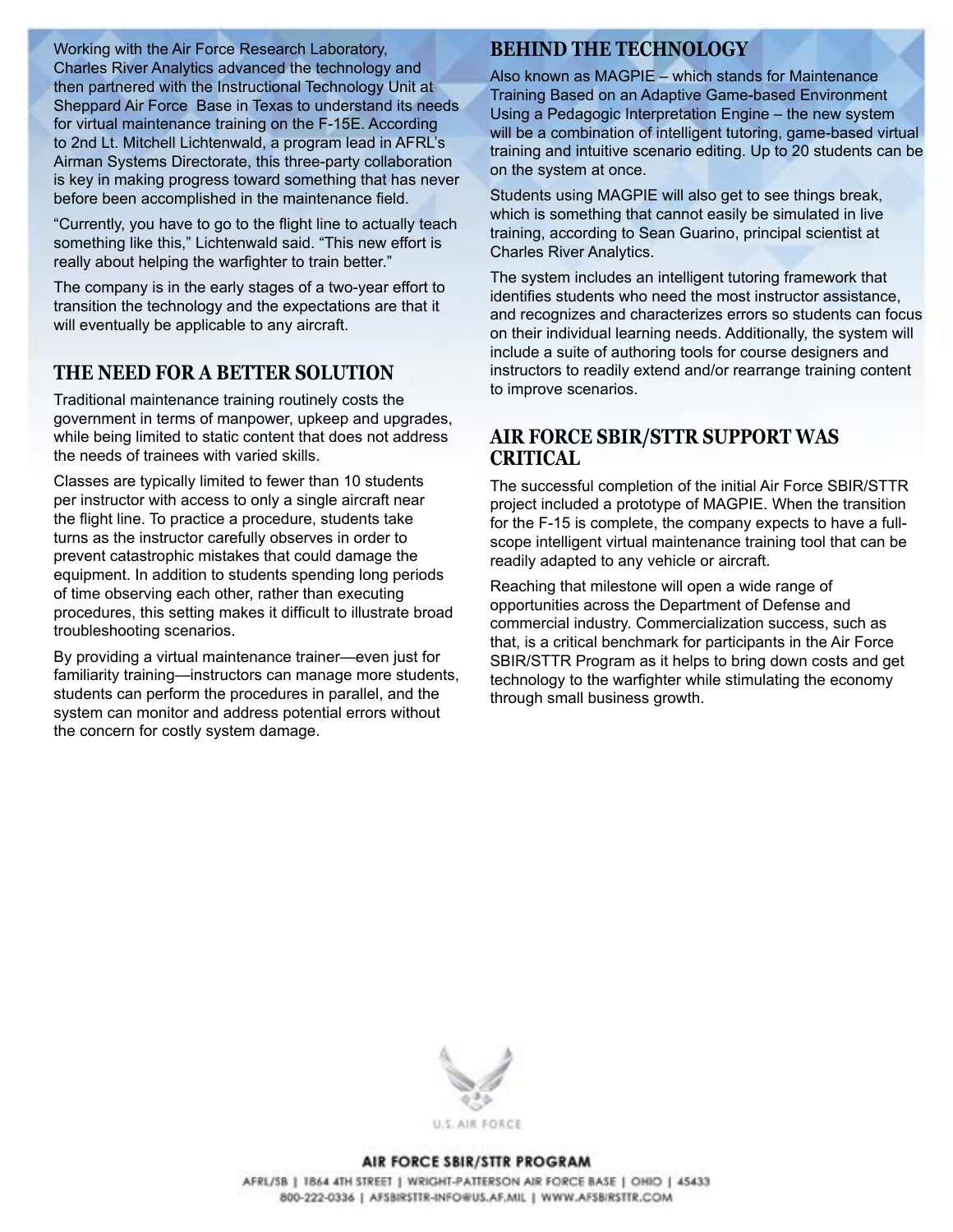Working with the Air Force Research Laboratory, Charles River Analytics advanced the technology and then partnered with the Instructional Technology Unit at Sheppard Air Force Base in Texas to understand its needs for virtual maintenance training on the F-15E. According to 2nd Lt. Mitchell Lichtenwald, a program lead in AFRL's Airman Systems Directorate, this three-party collaboration is key in making progress toward something that has never before been accomplished in the maintenance field.

"Currently, you have to go to the flight line to actually teach something like this," Lichtenwald said. "This new effort is really about helping the warfighter to train better."

The company is in the early stages of a two-year effort to transition the technology and the expectations are that it will eventually be applicable to any aircraft.

## THE NEED FOR A BETTER SOLUTION

Traditional maintenance training routinely costs the government in terms of manpower, upkeep and upgrades, while being limited to static content that does not address the needs of trainees with varied skills.

Classes are typically limited to fewer than 10 students per instructor with access to only a single aircraft near the flight line. To practice a procedure, students take turns as the instructor carefully observes in order to prevent catastrophic mistakes that could damage the equipment. In addition to students spending long periods of time observing each other, rather than executing procedures, this setting makes it difficult to illustrate broad troubleshooting scenarios.

By providing a virtual maintenance trainer—even just for familiarity training—instructors can manage more students, students can perform the procedures in parallel, and the system can monitor and address potential errors without the concern for costly system damage.

## BEHIND THE TECHNOLOGY

Also known as MAGPIE – which stands for Maintenance Training Based on an Adaptive Game-based Environment Using a Pedagogic Interpretation Engine – the new system will be a combination of intelligent tutoring, game-based virtual training and intuitive scenario editing. Up to 20 students can be on the system at once.

Students using MAGPIE will also get to see things break, which is something that cannot easily be simulated in live training, according to Sean Guarino, principal scientist at Charles River Analytics.

The system includes an intelligent tutoring framework that identifies students who need the most instructor assistance, and recognizes and characterizes errors so students can focus on their individual learning needs. Additionally, the system will include a suite of authoring tools for course designers and instructors to readily extend and/or rearrange training content to improve scenarios.

## AIR FORCE SBIR/STTR SUPPORT WAS CRITICAL

The successful completion of the initial Air Force SBIR/STTR project included a prototype of MAGPIE. When the transition for the F-15 is complete, the company expects to have a full-scope intelligent virtual maintenance training tool that can be readily adapted to any vehicle or aircraft.

Reaching that milestone will open a wide range of opportunities across the Department of Defense and commercial industry. Commercialization success, such as that, is a critical benchmark for participants in the Air Force SBIR/STTR Program as it helps to bring down costs and get technology to the warfighter while stimulating the economy through small business growth.

U.S. AIR FORCE

**AIR FORCE SBIR/STTR PROGRAM**

AFRL/SB | 1864 4TH STREET | WRIGHT-PATTERSON AIR FORCE BASE | OHIO | 45433
800-222-0336 | AFSBIRSTTR-INFO@US.AF.MIL | WWW.AFSBIRSTTR.COM